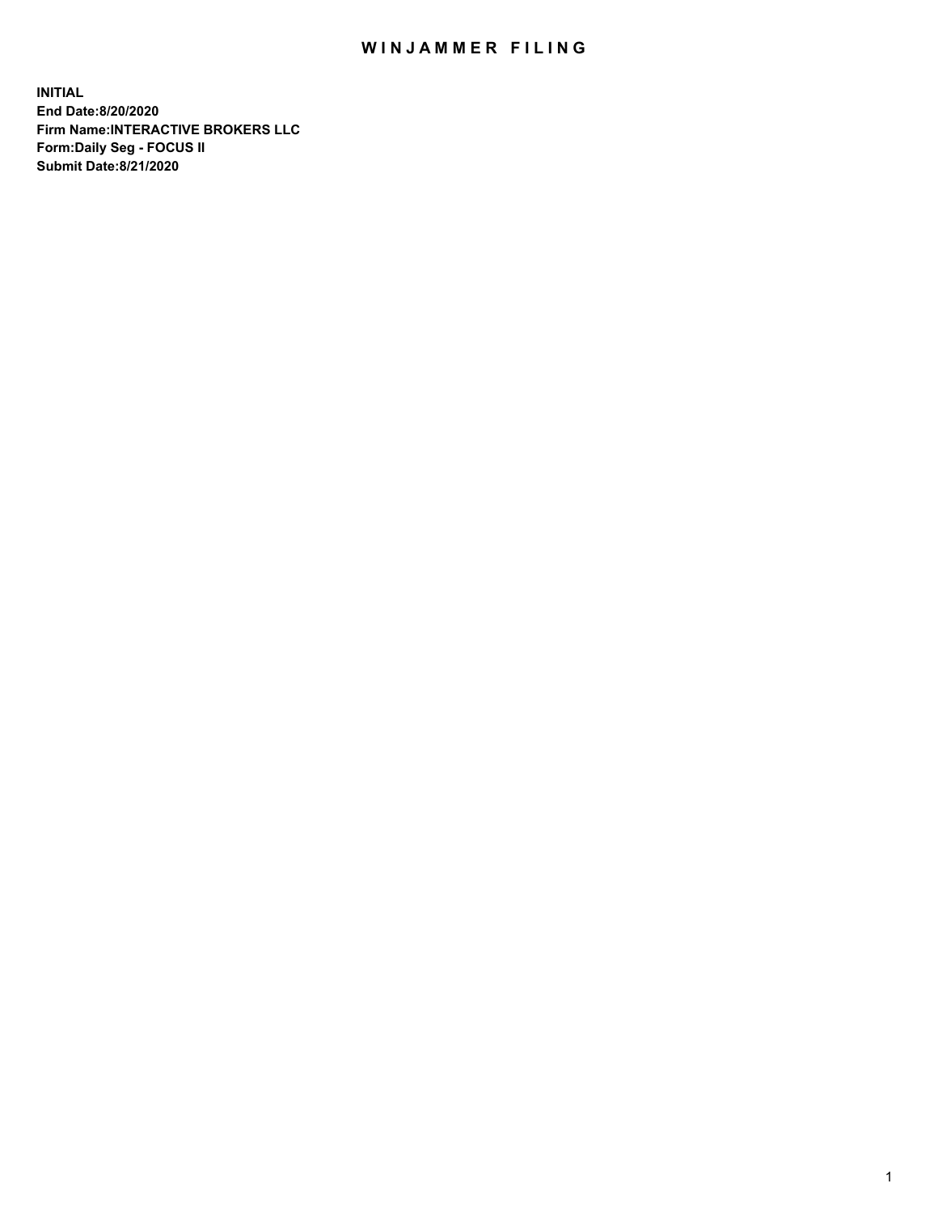# WINJAMMER FILING

**INITIAL**
**End Date:8/20/2020**
**Firm Name:INTERACTIVE BROKERS LLC**
**Form:Daily Seg - FOCUS II**
**Submit Date:8/21/2020**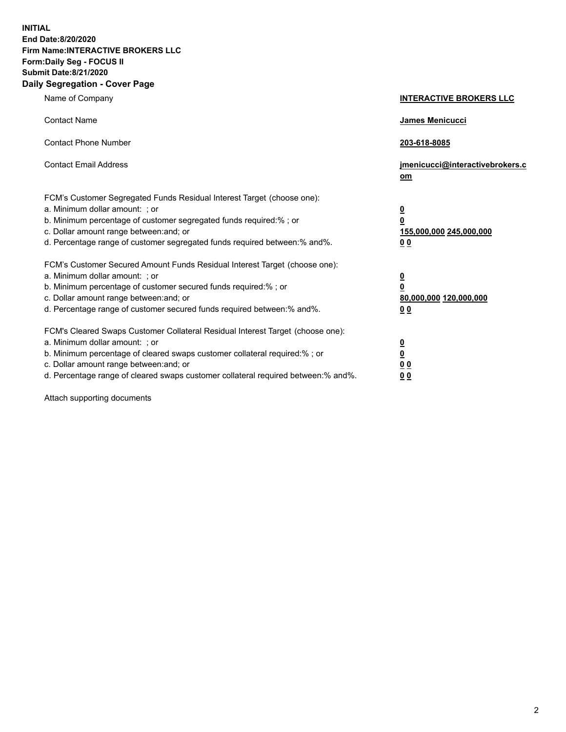**INITIAL**
**End Date:8/20/2020**
**Firm Name:INTERACTIVE BROKERS LLC**
**Form:Daily Seg - FOCUS II**
**Submit Date:8/21/2020**

## Daily Segregation - Cover Page

| | |
|---|---|
| Name of Company | **INTERACTIVE BROKERS LLC** |
| Contact Name | **James Menicucci** |
| Contact Phone Number | **203-618-8085** |
| Contact Email Address | **jmenicucci@interactivebrokers.com** |
| FCM's Customer Segregated Funds Residual Interest Target (choose one): | |
| a. Minimum dollar amount: ; or | **0** |
| b. Minimum percentage of customer segregated funds required:% ; or | **0** |
| c. Dollar amount range between:and; or | **155,000,000 245,000,000** |
| d. Percentage range of customer segregated funds required between:% and%. | **0 0** |
| FCM's Customer Secured Amount Funds Residual Interest Target (choose one): | |
| a. Minimum dollar amount: ; or | **0** |
| b. Minimum percentage of customer secured funds required:% ; or | **0** |
| c. Dollar amount range between:and; or | **80,000,000 120,000,000** |
| d. Percentage range of customer secured funds required between:% and%. | **0 0** |
| FCM's Cleared Swaps Customer Collateral Residual Interest Target (choose one): | |
| a. Minimum dollar amount: ; or | **0** |
| b. Minimum percentage of cleared swaps customer collateral required:% ; or | **0** |
| c. Dollar amount range between:and; or | **0 0** |
| d. Percentage range of cleared swaps customer collateral required between:% and%. | **0 0** |

Attach supporting documents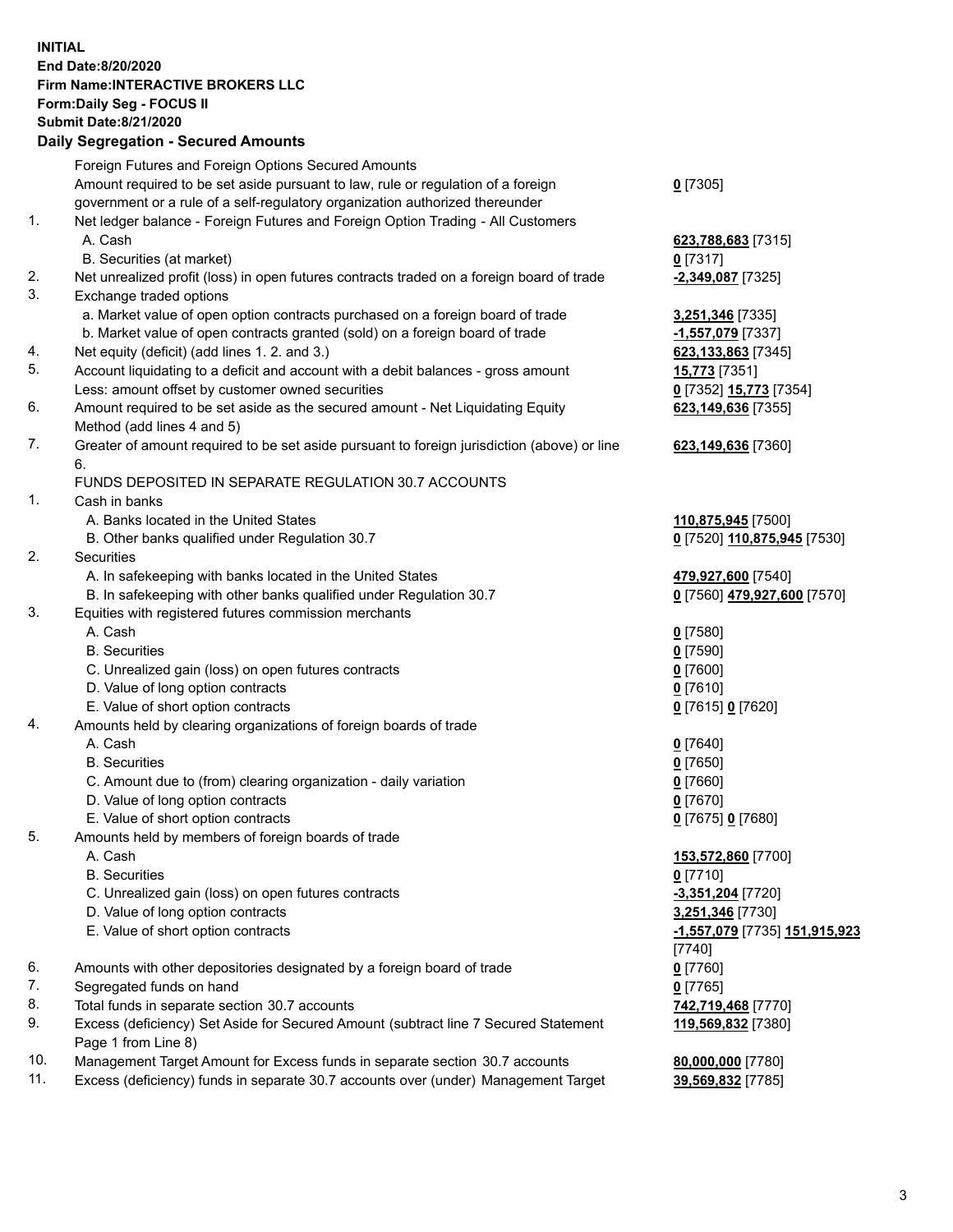**INITIAL**
**End Date:8/20/2020**
**Firm Name:INTERACTIVE BROKERS LLC**
**Form:Daily Seg - FOCUS II**
**Submit Date:8/21/2020**

## Daily Segregation - Secured Amounts

| | | |
|---|---|---|
| | Foreign Futures and Foreign Options Secured Amounts | |
| | Amount required to be set aside pursuant to law, rule or regulation of a foreign government or a rule of a self-regulatory organization authorized thereunder | **0** [7305] |
| 1. | Net ledger balance - Foreign Futures and Foreign Option Trading - All Customers | |
| | A. Cash | **623,788,683** [7315] |
| | B. Securities (at market) | **0** [7317] |
| 2. | Net unrealized profit (loss) in open futures contracts traded on a foreign board of trade | **-2,349,087** [7325] |
| 3. | Exchange traded options | |
| | a. Market value of open option contracts purchased on a foreign board of trade | **3,251,346** [7335] |
| | b. Market value of open contracts granted (sold) on a foreign board of trade | **-1,557,079** [7337] |
| 4. | Net equity (deficit) (add lines 1. 2. and 3.) | **623,133,863** [7345] |
| 5. | Account liquidating to a deficit and account with a debit balances - gross amount | **15,773** [7351] |
| | Less: amount offset by customer owned securities | **0** [7352] **15,773** [7354] |
| 6. | Amount required to be set aside as the secured amount - Net Liquidating Equity Method (add lines 4 and 5) | **623,149,636** [7355] |
| 7. | Greater of amount required to be set aside pursuant to foreign jurisdiction (above) or line 6. | **623,149,636** [7360] |
| | FUNDS DEPOSITED IN SEPARATE REGULATION 30.7 ACCOUNTS | |
| 1. | Cash in banks | |
| | A. Banks located in the United States | **110,875,945** [7500] |
| | B. Other banks qualified under Regulation 30.7 | **0** [7520] **110,875,945** [7530] |
| 2. | Securities | |
| | A. In safekeeping with banks located in the United States | **479,927,600** [7540] |
| | B. In safekeeping with other banks qualified under Regulation 30.7 | **0** [7560] **479,927,600** [7570] |
| 3. | Equities with registered futures commission merchants | |
| | A. Cash | **0** [7580] |
| | B. Securities | **0** [7590] |
| | C. Unrealized gain (loss) on open futures contracts | **0** [7600] |
| | D. Value of long option contracts | **0** [7610] |
| | E. Value of short option contracts | **0** [7615] **0** [7620] |
| 4. | Amounts held by clearing organizations of foreign boards of trade | |
| | A. Cash | **0** [7640] |
| | B. Securities | **0** [7650] |
| | C. Amount due to (from) clearing organization - daily variation | **0** [7660] |
| | D. Value of long option contracts | **0** [7670] |
| | E. Value of short option contracts | **0** [7675] **0** [7680] |
| 5. | Amounts held by members of foreign boards of trade | |
| | A. Cash | **153,572,860** [7700] |
| | B. Securities | **0** [7710] |
| | C. Unrealized gain (loss) on open futures contracts | **-3,351,204** [7720] |
| | D. Value of long option contracts | **3,251,346** [7730] |
| | E. Value of short option contracts | **-1,557,079** [7735] **151,915,923** [7740] |
| 6. | Amounts with other depositories designated by a foreign board of trade | **0** [7760] |
| 7. | Segregated funds on hand | **0** [7765] |
| 8. | Total funds in separate section 30.7 accounts | **742,719,468** [7770] |
| 9. | Excess (deficiency) Set Aside for Secured Amount (subtract line 7 Secured Statement Page 1 from Line 8) | **119,569,832** [7380] |
| 10. | Management Target Amount for Excess funds in separate section 30.7 accounts | **80,000,000** [7780] |
| 11. | Excess (deficiency) funds in separate 30.7 accounts over (under) Management Target | **39,569,832** [7785] |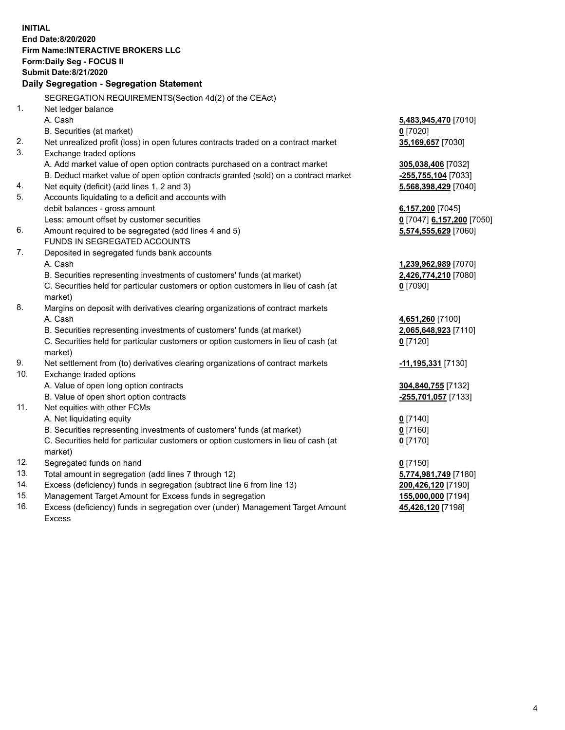**INITIAL**
**End Date:8/20/2020**
**Firm Name:INTERACTIVE BROKERS LLC**
**Form:Daily Seg - FOCUS II**
**Submit Date:8/21/2020**

**Daily Segregation - Segregation Statement**

SEGREGATION REQUIREMENTS(Section 4d(2) of the CEAct)

| | | |
|---|---|---|
| 1. | Net ledger balance | |
| | A. Cash | **5,483,945,470** [7010] |
| | B. Securities (at market) | **0** [7020] |
| 2. | Net unrealized profit (loss) in open futures contracts traded on a contract market | **35,169,657** [7030] |
| 3. | Exchange traded options | |
| | A. Add market value of open option contracts purchased on a contract market | **305,038,406** [7032] |
| | B. Deduct market value of open option contracts granted (sold) on a contract market | **-255,755,104** [7033] |
| 4. | Net equity (deficit) (add lines 1, 2 and 3) | **5,568,398,429** [7040] |
| 5. | Accounts liquidating to a deficit and accounts with | |
| | debit balances - gross amount | **6,157,200** [7045] |
| | Less: amount offset by customer securities | **0** [7047] **6,157,200** [7050] |
| 6. | Amount required to be segregated (add lines 4 and 5) | **5,574,555,629** [7060] |
| | FUNDS IN SEGREGATED ACCOUNTS | |
| 7. | Deposited in segregated funds bank accounts | |
| | A. Cash | **1,239,962,989** [7070] |
| | B. Securities representing investments of customers' funds (at market) | **2,426,774,210** [7080] |
| | C. Securities held for particular customers or option customers in lieu of cash (at market) | **0** [7090] |
| 8. | Margins on deposit with derivatives clearing organizations of contract markets | |
| | A. Cash | **4,651,260** [7100] |
| | B. Securities representing investments of customers' funds (at market) | **2,065,648,923** [7110] |
| | C. Securities held for particular customers or option customers in lieu of cash (at market) | **0** [7120] |
| 9. | Net settlement from (to) derivatives clearing organizations of contract markets | **-11,195,331** [7130] |
| 10. | Exchange traded options | |
| | A. Value of open long option contracts | **304,840,755** [7132] |
| | B. Value of open short option contracts | **-255,701,057** [7133] |
| 11. | Net equities with other FCMs | |
| | A. Net liquidating equity | **0** [7140] |
| | B. Securities representing investments of customers' funds (at market) | **0** [7160] |
| | C. Securities held for particular customers or option customers in lieu of cash (at market) | **0** [7170] |
| 12. | Segregated funds on hand | **0** [7150] |
| 13. | Total amount in segregation (add lines 7 through 12) | **5,774,981,749** [7180] |
| 14. | Excess (deficiency) funds in segregation (subtract line 6 from line 13) | **200,426,120** [7190] |
| 15. | Management Target Amount for Excess funds in segregation | **155,000,000** [7194] |
| 16. | Excess (deficiency) funds in segregation over (under) Management Target Amount Excess | **45,426,120** [7198] |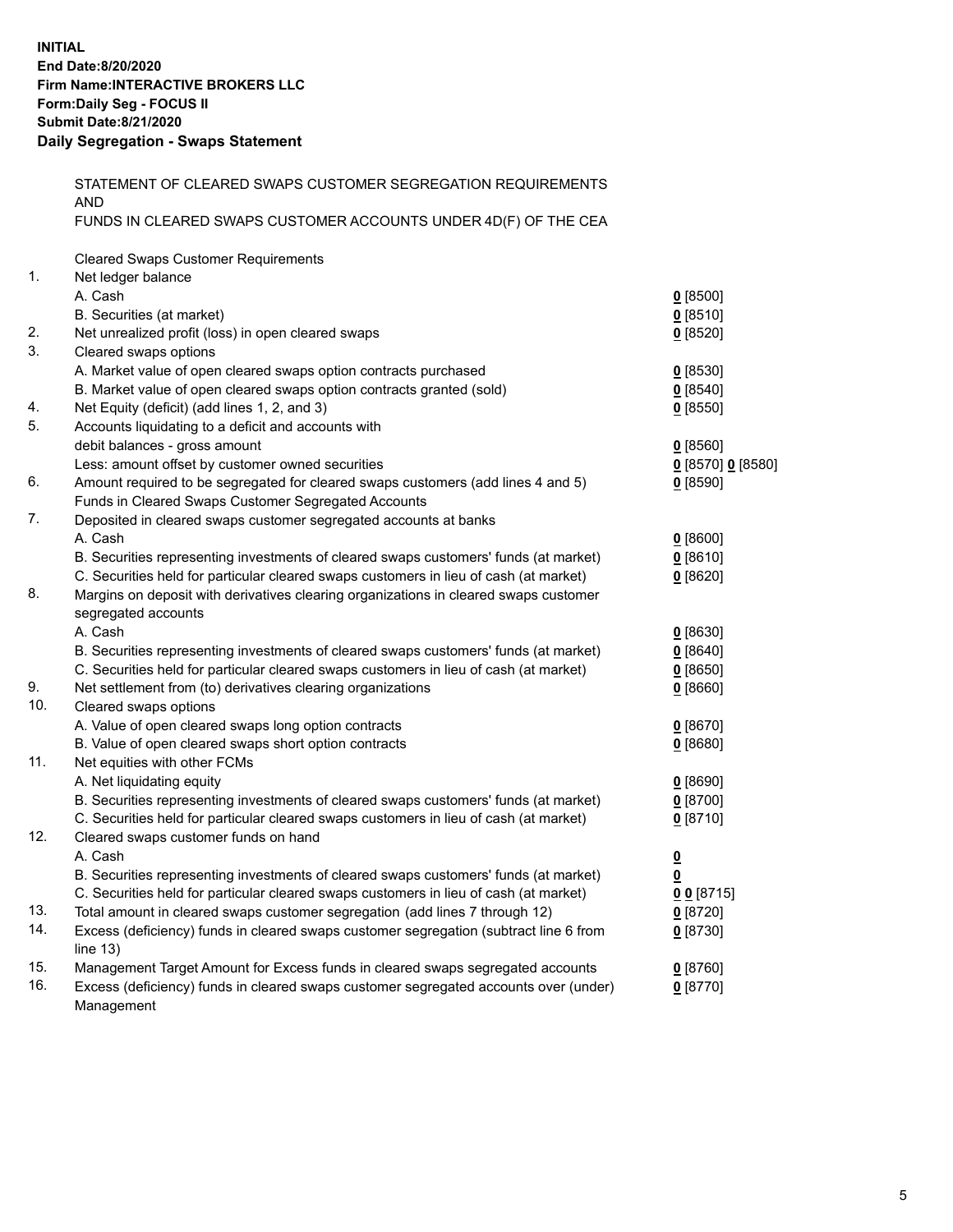**INITIAL**
**End Date:8/20/2020**
**Firm Name:INTERACTIVE BROKERS LLC**
**Form:Daily Seg - FOCUS II**
**Submit Date:8/21/2020**
**Daily Segregation - Swaps Statement**

STATEMENT OF CLEARED SWAPS CUSTOMER SEGREGATION REQUIREMENTS AND FUNDS IN CLEARED SWAPS CUSTOMER ACCOUNTS UNDER 4D(F) OF THE CEA

| | | |
|---|---|---|
| | Cleared Swaps Customer Requirements | |
| 1. | Net ledger balance | |
| | A. Cash | 0 [8500] |
| | B. Securities (at market) | 0 [8510] |
| 2. | Net unrealized profit (loss) in open cleared swaps | 0 [8520] |
| 3. | Cleared swaps options | |
| | A. Market value of open cleared swaps option contracts purchased | 0 [8530] |
| | B. Market value of open cleared swaps option contracts granted (sold) | 0 [8540] |
| 4. | Net Equity (deficit) (add lines 1, 2, and 3) | 0 [8550] |
| 5. | Accounts liquidating to a deficit and accounts with | |
| | debit balances - gross amount | 0 [8560] |
| | Less: amount offset by customer owned securities | 0 [8570] 0 [8580] |
| 6. | Amount required to be segregated for cleared swaps customers (add lines 4 and 5) | 0 [8590] |
| | Funds in Cleared Swaps Customer Segregated Accounts | |
| 7. | Deposited in cleared swaps customer segregated accounts at banks | |
| | A. Cash | 0 [8600] |
| | B. Securities representing investments of cleared swaps customers' funds (at market) | 0 [8610] |
| | C. Securities held for particular cleared swaps customers in lieu of cash (at market) | 0 [8620] |
| 8. | Margins on deposit with derivatives clearing organizations in cleared swaps customer segregated accounts | |
| | A. Cash | 0 [8630] |
| | B. Securities representing investments of cleared swaps customers' funds (at market) | 0 [8640] |
| | C. Securities held for particular cleared swaps customers in lieu of cash (at market) | 0 [8650] |
| 9. | Net settlement from (to) derivatives clearing organizations | 0 [8660] |
| 10. | Cleared swaps options | |
| | A. Value of open cleared swaps long option contracts | 0 [8670] |
| | B. Value of open cleared swaps short option contracts | 0 [8680] |
| 11. | Net equities with other FCMs | |
| | A. Net liquidating equity | 0 [8690] |
| | B. Securities representing investments of cleared swaps customers' funds (at market) | 0 [8700] |
| | C. Securities held for particular cleared swaps customers in lieu of cash (at market) | 0 [8710] |
| 12. | Cleared swaps customer funds on hand | |
| | A. Cash | 0 |
| | B. Securities representing investments of cleared swaps customers' funds (at market) | 0 |
| | C. Securities held for particular cleared swaps customers in lieu of cash (at market) | 0 0 [8715] |
| 13. | Total amount in cleared swaps customer segregation (add lines 7 through 12) | 0 [8720] |
| 14. | Excess (deficiency) funds in cleared swaps customer segregation (subtract line 6 from line 13) | 0 [8730] |
| 15. | Management Target Amount for Excess funds in cleared swaps segregated accounts | 0 [8760] |
| 16. | Excess (deficiency) funds in cleared swaps customer segregated accounts over (under) Management | 0 [8770] |